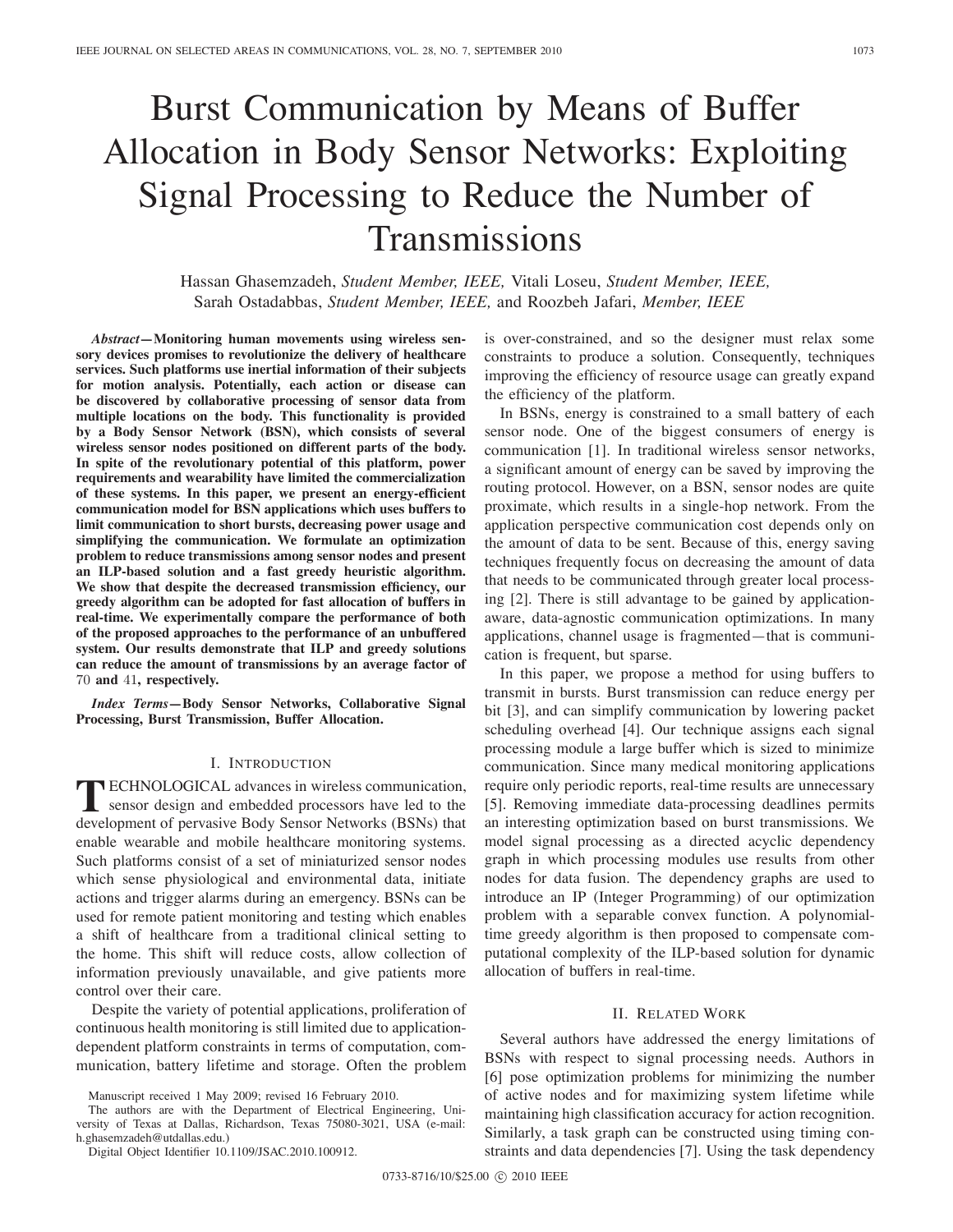# Burst Communication by Means of Buffer Allocation in Body Sensor Networks: Exploiting Signal Processing to Reduce the Number of Transmissions

Hassan Ghasemzadeh, *Student Member, IEEE,* Vitali Loseu, *Student Member, IEEE,* Sarah Ostadabbas, *Student Member, IEEE,* and Roozbeh Jafari, *Member, IEEE*

***Abstract*—Monitoring human movements using wireless sensory devices promises to revolutionize the delivery of healthcare services. Such platforms use inertial information of their subjects for motion analysis. Potentially, each action or disease can be discovered by collaborative processing of sensor data from multiple locations on the body. This functionality is provided by a Body Sensor Network (BSN), which consists of several wireless sensor nodes positioned on different parts of the body. In spite of the revolutionary potential of this platform, power requirements and wearability have limited the commercialization of these systems. In this paper, we present an energy-efficient communication model for BSN applications which uses buffers to limit communication to short bursts, decreasing power usage and simplifying the communication. We formulate an optimization problem to reduce transmissions among sensor nodes and present an ILP-based solution and a fast greedy heuristic algorithm. We show that despite the decreased transmission efficiency, our greedy algorithm can be adopted for fast allocation of buffers in real-time. We experimentally compare the performance of both of the proposed approaches to the performance of an unbuffered system. Our results demonstrate that ILP and greedy solutions can reduce the amount of transmissions by an average factor of 70 and 41, respectively.**

***Index Terms*—Body Sensor Networks, Collaborative Signal Processing, Burst Transmission, Buffer Allocation.**

## I. Introduction

Technological advances in wireless communication, sensor design and embedded processors have led to the development of pervasive Body Sensor Networks (BSNs) that enable wearable and mobile healthcare monitoring systems. Such platforms consist of a set of miniaturized sensor nodes which sense physiological and environmental data, initiate actions and trigger alarms during an emergency. BSNs can be used for remote patient monitoring and testing which enables a shift of healthcare from a traditional clinical setting to the home. This shift will reduce costs, allow collection of information previously unavailable, and give patients more control over their care.

Despite the variety of potential applications, proliferation of continuous health monitoring is still limited due to application-dependent platform constraints in terms of computation, communication, battery lifetime and storage. Often the problem is over-constrained, and so the designer must relax some constraints to produce a solution. Consequently, techniques improving the efficiency of resource usage can greatly expand the efficiency of the platform.

In BSNs, energy is constrained to a small battery of each sensor node. One of the biggest consumers of energy is communication [1]. In traditional wireless sensor networks, a significant amount of energy can be saved by improving the routing protocol. However, on a BSN, sensor nodes are quite proximate, which results in a single-hop network. From the application perspective communication cost depends only on the amount of data to be sent. Because of this, energy saving techniques frequently focus on decreasing the amount of data that needs to be communicated through greater local processing [2]. There is still advantage to be gained by application-aware, data-agnostic communication optimizations. In many applications, channel usage is fragmented—that is communication is frequent, but sparse.

In this paper, we propose a method for using buffers to transmit in bursts. Burst transmission can reduce energy per bit [3], and can simplify communication by lowering packet scheduling overhead [4]. Our technique assigns each signal processing module a large buffer which is sized to minimize communication. Since many medical monitoring applications require only periodic reports, real-time results are unnecessary [5]. Removing immediate data-processing deadlines permits an interesting optimization based on burst transmissions. We model signal processing as a directed acyclic dependency graph in which processing modules use results from other nodes for data fusion. The dependency graphs are used to introduce an IP (Integer Programming) of our optimization problem with a separable convex function. A polynomial-time greedy algorithm is then proposed to compensate computational complexity of the ILP-based solution for dynamic allocation of buffers in real-time.

## II. Related Work

Several authors have addressed the energy limitations of BSNs with respect to signal processing needs. Authors in [6] pose optimization problems for minimizing the number of active nodes and for maximizing system lifetime while maintaining high classification accuracy for action recognition. Similarly, a task graph can be constructed using timing constraints and data dependencies [7]. Using the task dependency

Manuscript received 1 May 2009; revised 16 February 2010.

The authors are with the Department of Electrical Engineering, University of Texas at Dallas, Richardson, Texas 75080-3021, USA (e-mail: h.ghasemzadeh@utdallas.edu.)

Digital Object Identifier 10.1109/JSAC.2010.100912.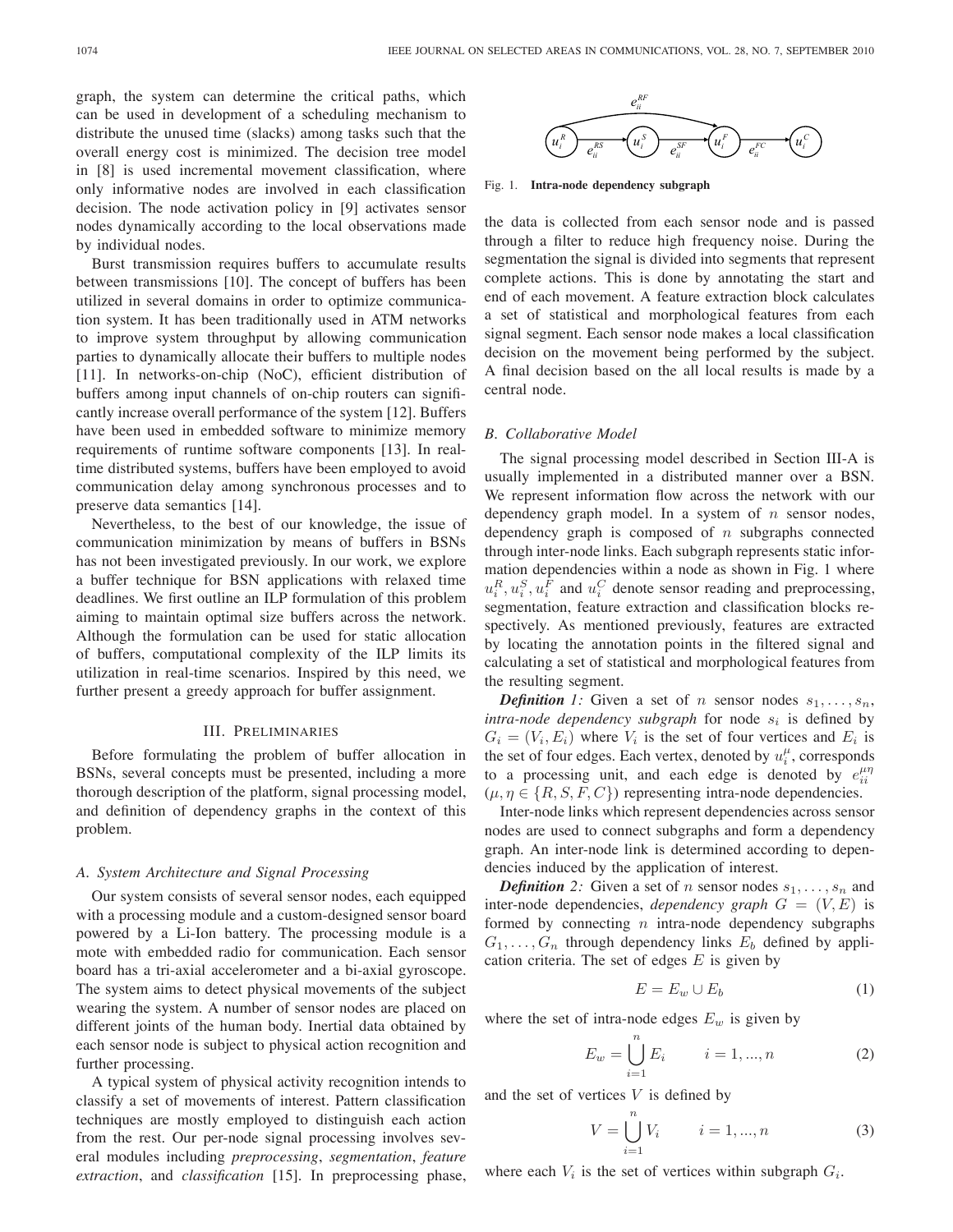graph, the system can determine the critical paths, which can be used in development of a scheduling mechanism to distribute the unused time (slacks) among tasks such that the overall energy cost is minimized. The decision tree model in [8] is used incremental movement classification, where only informative nodes are involved in each classification decision. The node activation policy in [9] activates sensor nodes dynamically according to the local observations made by individual nodes.

Burst transmission requires buffers to accumulate results between transmissions [10]. The concept of buffers has been utilized in several domains in order to optimize communication system. It has been traditionally used in ATM networks to improve system throughput by allowing communication parties to dynamically allocate their buffers to multiple nodes [11]. In networks-on-chip (NoC), efficient distribution of buffers among input channels of on-chip routers can significantly increase overall performance of the system [12]. Buffers have been used in embedded software to minimize memory requirements of runtime software components [13]. In real-time distributed systems, buffers have been employed to avoid communication delay among synchronous processes and to preserve data semantics [14].

Nevertheless, to the best of our knowledge, the issue of communication minimization by means of buffers in BSNs has not been investigated previously. In our work, we explore a buffer technique for BSN applications with relaxed time deadlines. We first outline an ILP formulation of this problem aiming to maintain optimal size buffers across the network. Although the formulation can be used for static allocation of buffers, computational complexity of the ILP limits its utilization in real-time scenarios. Inspired by this need, we further present a greedy approach for buffer assignment.

## III. Preliminaries

Before formulating the problem of buffer allocation in BSNs, several concepts must be presented, including a more thorough description of the platform, signal processing model, and definition of dependency graphs in the context of this problem.

### A. System Architecture and Signal Processing

Our system consists of several sensor nodes, each equipped with a processing module and a custom-designed sensor board powered by a Li-Ion battery. The processing module is a mote with embedded radio for communication. Each sensor board has a tri-axial accelerometer and a bi-axial gyroscope. The system aims to detect physical movements of the subject wearing the system. A number of sensor nodes are placed on different joints of the human body. Inertial data obtained by each sensor node is subject to physical action recognition and further processing.

A typical system of physical activity recognition intends to classify a set of movements of interest. Pattern classification techniques are mostly employed to distinguish each action from the rest. Our per-node signal processing involves several modules including *preprocessing*, *segmentation*, *feature extraction*, and *classification* [15]. In preprocessing phase, the data is collected from each sensor node and is passed through a filter to reduce high frequency noise. During the segmentation the signal is divided into segments that represent complete actions. This is done by annotating the start and end of each movement. A feature extraction block calculates a set of statistical and morphological features from each signal segment. Each sensor node makes a local classification decision on the movement being performed by the subject. A final decision based on the all local results is made by a central node.

Fig. 1. **Intra-node dependency subgraph**

### B. Collaborative Model

The signal processing model described in Section III-A is usually implemented in a distributed manner over a BSN. We represent information flow across the network with our dependency graph model. In a system of $n$ sensor nodes, dependency graph is composed of $n$ subgraphs connected through inter-node links. Each subgraph represents static information dependencies within a node as shown in Fig. 1 where $u_i^R, u_i^S, u_i^F$ and $u_i^C$ denote sensor reading and preprocessing, segmentation, feature extraction and classification blocks respectively. As mentioned previously, features are extracted by locating the annotation points in the filtered signal and calculating a set of statistical and morphological features from the resulting segment.

***Definition 1:*** Given a set of $n$ sensor nodes $s_1, \ldots, s_n$, *intra-node dependency subgraph* for node $s_i$ is defined by $G_i = (V_i, E_i)$ where $V_i$ is the set of four vertices and $E_i$ is the set of four edges. Each vertex, denoted by $u_i^\mu$, corresponds to a processing unit, and each edge is denoted by $e_{ii}^{\mu\eta}$ ($\mu, \eta \in \{R, S, F, C\}$) representing intra-node dependencies.

Inter-node links which represent dependencies across sensor nodes are used to connect subgraphs and form a dependency graph. An inter-node link is determined according to dependencies induced by the application of interest.

***Definition 2:*** Given a set of $n$ sensor nodes $s_1, \ldots, s_n$ and inter-node dependencies, *dependency graph* $G = (V, E)$ is formed by connecting $n$ intra-node dependency subgraphs $G_1, \ldots, G_n$ through dependency links $E_b$ defined by application criteria. The set of edges $E$ is given by

$$E = E_w \cup E_b \tag{1}$$

where the set of intra-node edges $E_w$ is given by

$$E_w = \bigcup_{i=1}^{n} E_i \qquad i = 1, ..., n \tag{2}$$

and the set of vertices $V$ is defined by

$$V = \bigcup_{i=1}^{n} V_i \qquad i = 1, ..., n \tag{3}$$

where each $V_i$ is the set of vertices within subgraph $G_i$.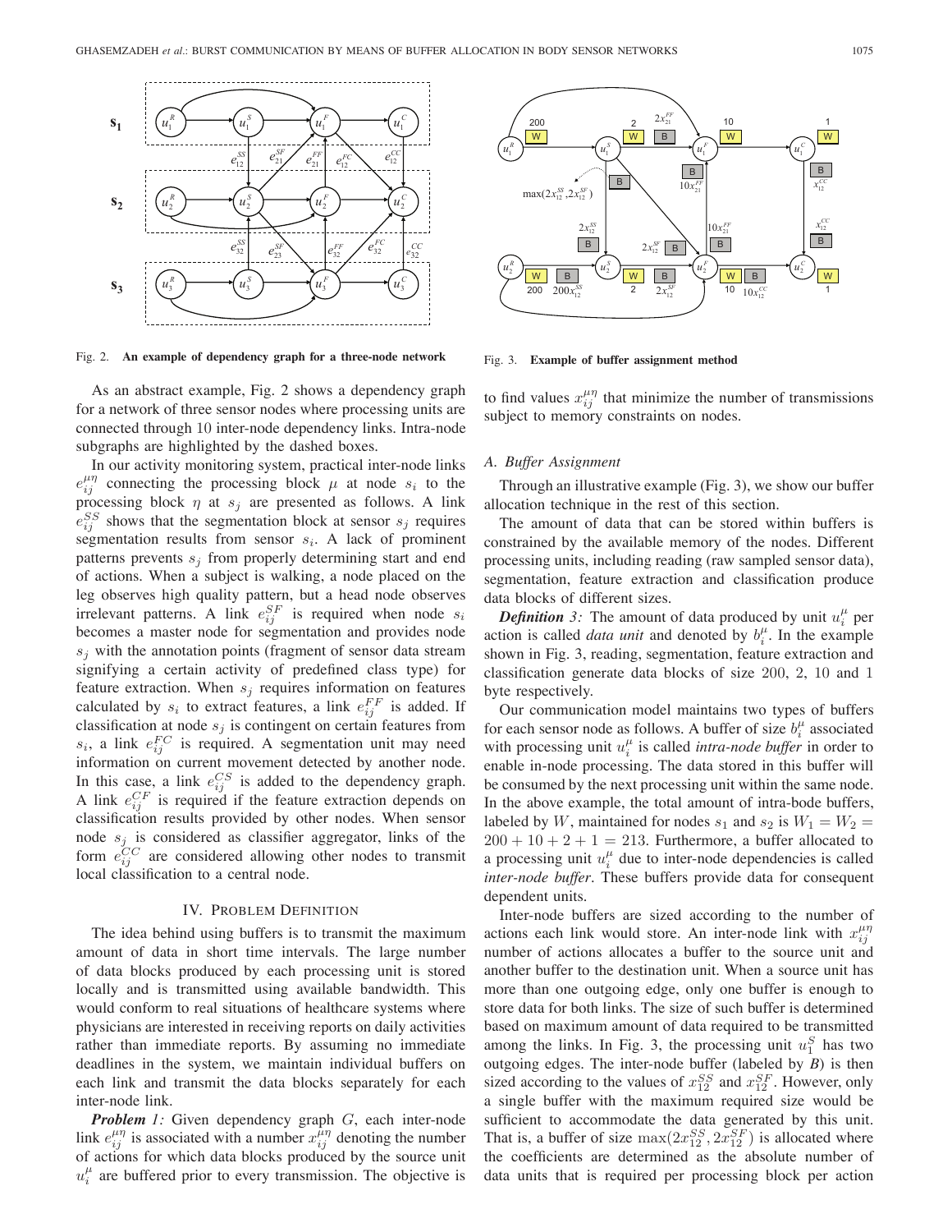Fig. 2. **An example of dependency graph for a three-node network**

Fig. 3. **Example of buffer assignment method**

As an abstract example, Fig. 2 shows a dependency graph for a network of three sensor nodes where processing units are connected through 10 inter-node dependency links. Intra-node subgraphs are highlighted by the dashed boxes.

In our activity monitoring system, practical inter-node links $e_{ij}^{\mu\eta}$ connecting the processing block $\mu$ at node $s_i$ to the processing block $\eta$ at $s_j$ are presented as follows. A link $e_{ij}^{SS}$ shows that the segmentation block at sensor $s_j$ requires segmentation results from sensor $s_i$. A lack of prominent patterns prevents $s_j$ from properly determining start and end of actions. When a subject is walking, a node placed on the leg observes high quality pattern, but a head node observes irrelevant patterns. A link $e_{ij}^{SF}$ is required when node $s_i$ becomes a master node for segmentation and provides node $s_j$ with the annotation points (fragment of sensor data stream signifying a certain activity of predefined class type) for feature extraction. When $s_j$ requires information on features calculated by $s_i$ to extract features, a link $e_{ij}^{FF}$ is added. If classification at node $s_j$ is contingent on certain features from $s_i$, a link $e_{ij}^{FC}$ is required. A segmentation unit may need information on current movement detected by another node. In this case, a link $e_{ij}^{CS}$ is added to the dependency graph. A link $e_{ij}^{CF}$ is required if the feature extraction depends on classification results provided by other nodes. When sensor node $s_j$ is considered as classifier aggregator, links of the form $e_{ij}^{CC}$ are considered allowing other nodes to transmit local classification to a central node.

## IV. Problem Definition

The idea behind using buffers is to transmit the maximum amount of data in short time intervals. The large number of data blocks produced by each processing unit is stored locally and is transmitted using available bandwidth. This would conform to real situations of healthcare systems where physicians are interested in receiving reports on daily activities rather than immediate reports. By assuming no immediate deadlines in the system, we maintain individual buffers on each link and transmit the data blocks separately for each inter-node link.

***Problem 1:*** Given dependency graph $G$, each inter-node link $e_{ij}^{\mu\eta}$ is associated with a number $x_{ij}^{\mu\eta}$ denoting the number of actions for which data blocks produced by the source unit $u_i^{\mu}$ are buffered prior to every transmission. The objective is to find values $x_{ij}^{\mu\eta}$ that minimize the number of transmissions subject to memory constraints on nodes.

### A. Buffer Assignment

Through an illustrative example (Fig. 3), we show our buffer allocation technique in the rest of this section.

The amount of data that can be stored within buffers is constrained by the available memory of the nodes. Different processing units, including reading (raw sampled sensor data), segmentation, feature extraction and classification produce data blocks of different sizes.

***Definition 3:*** The amount of data produced by unit $u_i^{\mu}$ per action is called *data unit* and denoted by $b_i^{\mu}$. In the example shown in Fig. 3, reading, segmentation, feature extraction and classification generate data blocks of size 200, 2, 10 and 1 byte respectively.

Our communication model maintains two types of buffers for each sensor node as follows. A buffer of size $b_i^{\mu}$ associated with processing unit $u_i^{\mu}$ is called *intra-node buffer* in order to enable in-node processing. The data stored in this buffer will be consumed by the next processing unit within the same node. In the above example, the total amount of intra-bode buffers, labeled by $W$, maintained for nodes $s_1$ and $s_2$ is $W_1 = W_2 = 200 + 10 + 2 + 1 = 213$. Furthermore, a buffer allocated to a processing unit $u_i^{\mu}$ due to inter-node dependencies is called *inter-node buffer*. These buffers provide data for consequent dependent units.

Inter-node buffers are sized according to the number of actions each link would store. An inter-node link with $x_{ij}^{\mu\eta}$ number of actions allocates a buffer to the source unit and another buffer to the destination unit. When a source unit has more than one outgoing edge, only one buffer is enough to store data for both links. The size of such buffer is determined based on maximum amount of data required to be transmitted among the links. In Fig. 3, the processing unit $u_1^S$ has two outgoing edges. The inter-node buffer (labeled by ***B***) is then sized according to the values of $x_{12}^{SS}$ and $x_{12}^{SF}$. However, only a single buffer with the maximum required size would be sufficient to accommodate the data generated by this unit. That is, a buffer of size $\max(2x_{12}^{SS}, 2x_{12}^{SF})$ is allocated where the coefficients are determined as the absolute number of data units that is required per processing block per action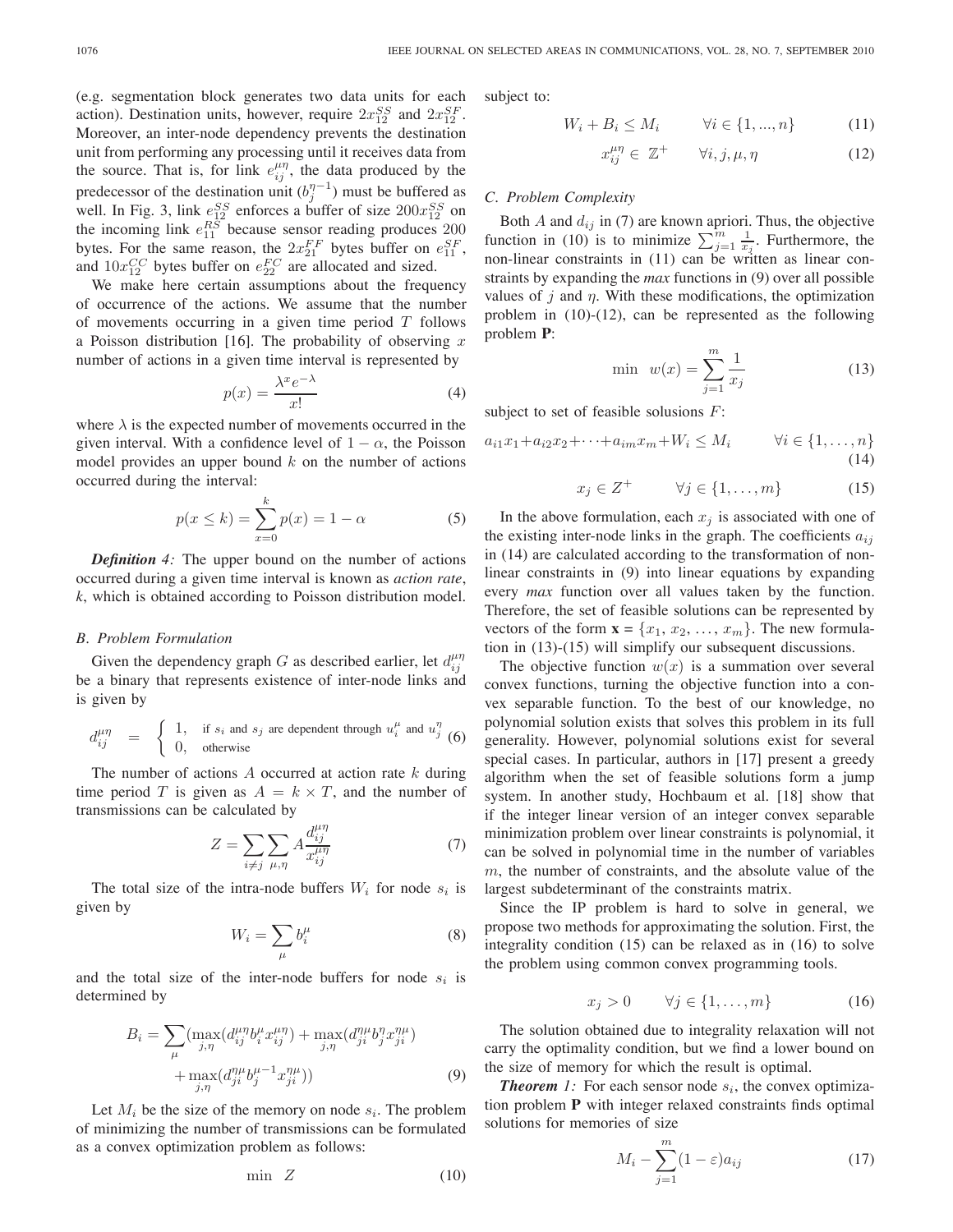(e.g. segmentation block generates two data units for each action). Destination units, however, require $2x_{12}^{SS}$ and $2x_{12}^{SF}$. Moreover, an inter-node dependency prevents the destination unit from performing any processing until it receives data from the source. That is, for link $e_{ij}^{\mu\eta}$, the data produced by the predecessor of the destination unit ($b_j^{\eta-1}$) must be buffered as well. In Fig. 3, link $e_{12}^{SS}$ enforces a buffer of size $200x_{12}^{SS}$ on the incoming link $e_{11}^{RS}$ because sensor reading produces 200 bytes. For the same reason, the $2x_{21}^{FF}$ bytes buffer on $e_{11}^{SF}$, and $10x_{12}^{CC}$ bytes buffer on $e_{22}^{FC}$ are allocated and sized.

We make here certain assumptions about the frequency of occurrence of the actions. We assume that the number of movements occurring in a given time period $T$ follows a Poisson distribution [16]. The probability of observing $x$ number of actions in a given time interval is represented by

$$p(x) = \frac{\lambda^x e^{-\lambda}}{x!} \tag{4}$$

where $\lambda$ is the expected number of movements occurred in the given interval. With a confidence level of $1-\alpha$, the Poisson model provides an upper bound $k$ on the number of actions occurred during the interval:

$$p(x \leq k) = \sum_{x=0}^{k} p(x) = 1 - \alpha \tag{5}$$

***Definition 4:*** The upper bound on the number of actions occurred during a given time interval is known as *action rate*, $k$, which is obtained according to Poisson distribution model.

### B. Problem Formulation

Given the dependency graph $G$ as described earlier, let $d_{ij}^{\mu\eta}$ be a binary that represents existence of inter-node links and is given by

$$d_{ij}^{\mu\eta} = \begin{cases} 1, & \text{if } s_i \text{ and } s_j \text{ are dependent through } u_i^{\mu} \text{ and } u_j^{\eta} \\ 0, & \text{otherwise} \end{cases} \tag{6}$$

The number of actions $A$ occurred at action rate $k$ during time period $T$ is given as $A = k \times T$, and the number of transmissions can be calculated by

$$Z = \sum_{i \neq j} \sum_{\mu,\eta} A \frac{d_{ij}^{\mu\eta}}{x_{ij}^{\mu\eta}} \tag{7}$$

The total size of the intra-node buffers $W_i$ for node $s_i$ is given by

$$W_i = \sum_{\mu} b_i^{\mu} \tag{8}$$

and the total size of the inter-node buffers for node $s_i$ is determined by

$$B_i = \sum_{\mu} \big(\max_{j,\eta}(d_{ij}^{\mu\eta} b_i^{\mu} x_{ij}^{\mu\eta}) + \max_{j,\eta}(d_{ji}^{\eta\mu} b_j^{\eta} x_{ji}^{\eta\mu}) + \max_{j,\eta}(d_{ji}^{\eta\mu} b_j^{\mu-1} x_{ji}^{\eta\mu})\big) \tag{9}$$

Let $M_i$ be the size of the memory on node $s_i$. The problem of minimizing the number of transmissions can be formulated as a convex optimization problem as follows:

$$\min \quad Z \tag{10}$$

subject to:

$$W_i + B_i \leq M_i \qquad \forall i \in \{1, ..., n\} \tag{11}$$

$$x_{ij}^{\mu\eta} \in \mathbb{Z}^+ \qquad \forall i, j, \mu, \eta \tag{12}$$

### C. Problem Complexity

Both $A$ and $d_{ij}$ in (7) are known apriori. Thus, the objective function in (10) is to minimize $\sum_{j=1}^{m} \frac{1}{x_j}$. Furthermore, the non-linear constraints in (11) can be written as linear constraints by expanding the *max* functions in (9) over all possible values of $j$ and $\eta$. With these modifications, the optimization problem in (10)-(12), can be represented as the following problem **P**:

$$\min \quad w(x) = \sum_{j=1}^{m} \frac{1}{x_j} \tag{13}$$

subject to set of feasible solusions $F$:

$$a_{i1}x_1 + a_{i2}x_2 + \cdots + a_{im}x_m + W_i \leq M_i \qquad \forall i \in \{1, \ldots, n\} \tag{14}$$

$$x_j \in Z^+ \qquad \forall j \in \{1, \ldots, m\} \tag{15}$$

In the above formulation, each $x_j$ is associated with one of the existing inter-node links in the graph. The coefficients $a_{ij}$ in (14) are calculated according to the transformation of non-linear constraints in (9) into linear equations by expanding every *max* function over all values taken by the function. Therefore, the set of feasible solutions can be represented by vectors of the form $\mathbf{x} = \{x_1, x_2, \ldots, x_m\}$. The new formulation in (13)-(15) will simplify our subsequent discussions.

The objective function $w(x)$ is a summation over several convex functions, turning the objective function into a convex separable function. To the best of our knowledge, no polynomial solution exists that solves this problem in its full generality. However, polynomial solutions exist for several special cases. In particular, authors in [17] present a greedy algorithm when the set of feasible solutions form a jump system. In another study, Hochbaum et al. [18] show that if the integer linear version of an integer convex separable minimization problem over linear constraints is polynomial, it can be solved in polynomial time in the number of variables $m$, the number of constraints, and the absolute value of the largest subdeterminant of the constraints matrix.

Since the IP problem is hard to solve in general, we propose two methods for approximating the solution. First, the integrality condition (15) can be relaxed as in (16) to solve the problem using common convex programming tools.

$$x_j > 0 \qquad \forall j \in \{1, \ldots, m\} \tag{16}$$

The solution obtained due to integrality relaxation will not carry the optimality condition, but we find a lower bound on the size of memory for which the result is optimal.

***Theorem 1:*** For each sensor node $s_i$, the convex optimization problem **P** with integer relaxed constraints finds optimal solutions for memories of size

$$M_i - \sum_{j=1}^{m} (1 - \varepsilon) a_{ij} \tag{17}$$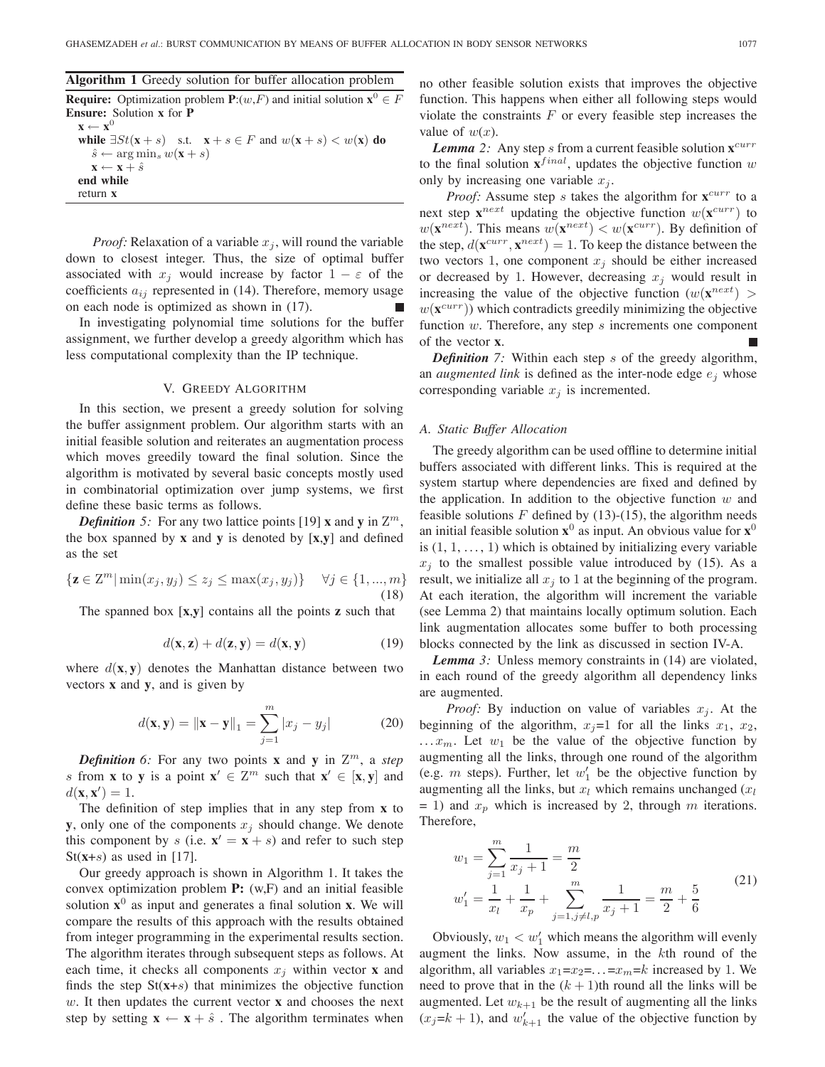**Algorithm 1** Greedy solution for buffer allocation problem

**Require:** Optimization problem **P**:$(w,F)$ and initial solution $\mathbf{x}^0 \in F$
**Ensure:** Solution **x** for **P**

```
x ← x^0
while ∃St(x + s)  s.t.  x + s ∈ F and w(x + s) < w(x) do
    ŝ ← arg min_s w(x + s)
    x ← x + ŝ
end while
return x
```

*Proof:* Relaxation of a variable $x_j$, will round the variable down to closest integer. Thus, the size of optimal buffer associated with $x_j$ would increase by factor $1 - \varepsilon$ of the coefficients $a_{ij}$ represented in (14). Therefore, memory usage on each node is optimized as shown in (17). ∎

In investigating polynomial time solutions for the buffer assignment, we further develop a greedy algorithm which has less computational complexity than the IP technique.

## V. Greedy Algorithm

In this section, we present a greedy solution for solving the buffer assignment problem. Our algorithm starts with an initial feasible solution and reiterates an augmentation process which moves greedily toward the final solution. Since the algorithm is motivated by several basic concepts mostly used in combinatorial optimization over jump systems, we first define these basic terms as follows.

***Definition 5:*** For any two lattice points [19] **x** and **y** in $\mathrm{Z}^m$, the box spanned by **x** and **y** is denoted by **[x,y]** and defined as the set

$$\{\mathbf{z} \in \mathrm{Z}^m | \min(x_j, y_j) \leq z_j \leq \max(x_j, y_j)\} \quad \forall j \in \{1, ..., m\} \tag{18}$$

The spanned box **[x,y]** contains all the points **z** such that

$$d(\mathbf{x}, \mathbf{z}) + d(\mathbf{z}, \mathbf{y}) = d(\mathbf{x}, \mathbf{y}) \tag{19}$$

where $d(\mathbf{x}, \mathbf{y})$ denotes the Manhattan distance between two vectors **x** and **y**, and is given by

$$d(\mathbf{x}, \mathbf{y}) = \|\mathbf{x} - \mathbf{y}\|_1 = \sum_{j=1}^{m} |x_j - y_j| \tag{20}$$

***Definition 6:*** For any two points **x** and **y** in $\mathrm{Z}^m$, a *step* $s$ from **x** to **y** is a point $\mathbf{x}' \in \mathrm{Z}^m$ such that $\mathbf{x}' \in [\mathbf{x}, \mathbf{y}]$ and $d(\mathbf{x}, \mathbf{x}') = 1$.

The definition of step implies that in any step from **x** to **y**, only one of the components $x_j$ should change. We denote this component by $s$ (i.e. $\mathbf{x}' = \mathbf{x} + s$) and refer to such step St(**x**+$s$) as used in [17].

Our greedy approach is shown in Algorithm 1. It takes the convex optimization problem **P:** (w,F) and an initial feasible solution $\mathbf{x}^0$ as input and generates a final solution **x**. We will compare the results of this approach with the results obtained from integer programming in the experimental results section. The algorithm iterates through subsequent steps as follows. At each time, it checks all components $x_j$ within vector **x** and finds the step St(**x**+$s$) that minimizes the objective function $w$. It then updates the current vector **x** and chooses the next step by setting $\mathbf{x} \leftarrow \mathbf{x} + \hat{s}$ . The algorithm terminates when no other feasible solution exists that improves the objective function. This happens when either all following steps would violate the constraints $F$ or every feasible step increases the value of $w(x)$.

***Lemma 2:*** Any step $s$ from a current feasible solution $\mathbf{x}^{curr}$ to the final solution $\mathbf{x}^{final}$, updates the objective function $w$ only by increasing one variable $x_j$.

*Proof:* Assume step $s$ takes the algorithm for $\mathbf{x}^{curr}$ to a next step $\mathbf{x}^{next}$ updating the objective function $w(\mathbf{x}^{curr})$ to $w(\mathbf{x}^{next})$. This means $w(\mathbf{x}^{next}) < w(\mathbf{x}^{curr})$. By definition of the step, $d(\mathbf{x}^{curr}, \mathbf{x}^{next}) = 1$. To keep the distance between the two vectors 1, one component $x_j$ should be either increased or decreased by 1. However, decreasing $x_j$ would result in increasing the value of the objective function ($w(\mathbf{x}^{next}) > w(\mathbf{x}^{curr})$) which contradicts greedily minimizing the objective function $w$. Therefore, any step $s$ increments one component of the vector **x**. ∎

***Definition 7:*** Within each step $s$ of the greedy algorithm, an *augmented link* is defined as the inter-node edge $e_j$ whose corresponding variable $x_j$ is incremented.

### A. Static Buffer Allocation

The greedy algorithm can be used offline to determine initial buffers associated with different links. This is required at the system startup where dependencies are fixed and defined by the application. In addition to the objective function $w$ and feasible solutions $F$ defined by (13)-(15), the algorithm needs an initial feasible solution $\mathbf{x}^0$ as input. An obvious value for $\mathbf{x}^0$ is (1, 1, ..., 1) which is obtained by initializing every variable $x_j$ to the smallest possible value introduced by (15). As a result, we initialize all $x_j$ to 1 at the beginning of the program. At each iteration, the algorithm will increment the variable (see Lemma 2) that maintains locally optimum solution. Each link augmentation allocates some buffer to both processing blocks connected by the link as discussed in section IV-A.

***Lemma 3:*** Unless memory constraints in (14) are violated, in each round of the greedy algorithm all dependency links are augmented.

*Proof:* By induction on value of variables $x_j$. At the beginning of the algorithm, $x_j$=1 for all the links $x_1$, $x_2$, $\ldots x_m$. Let $w_1$ be the value of the objective function by augmenting all the links, through one round of the algorithm (e.g. $m$ steps). Further, let $w_1'$ be the objective function by augmenting all the links, but $x_l$ which remains unchanged ($x_l$ = 1) and $x_p$ which is increased by 2, through $m$ iterations. Therefore,

$$\begin{aligned} w_1 &= \sum_{j=1}^{m} \frac{1}{x_j + 1} = \frac{m}{2} \\ w_1' &= \frac{1}{x_l} + \frac{1}{x_p} + \sum_{j=1, j \neq l,p}^{m} \frac{1}{x_j + 1} = \frac{m}{2} + \frac{5}{6} \end{aligned} \tag{21}$$

Obviously, $w_1 < w_1'$ which means the algorithm will evenly augment the links. Now assume, in the $k$th round of the algorithm, all variables $x_1$=$x_2$=...=$x_m$=$k$ increased by 1. We need to prove that in the $(k+1)$th round all the links will be augmented. Let $w_{k+1}$ be the result of augmenting all the links ($x_j$=$k+1$), and $w_{k+1}'$ the value of the objective function by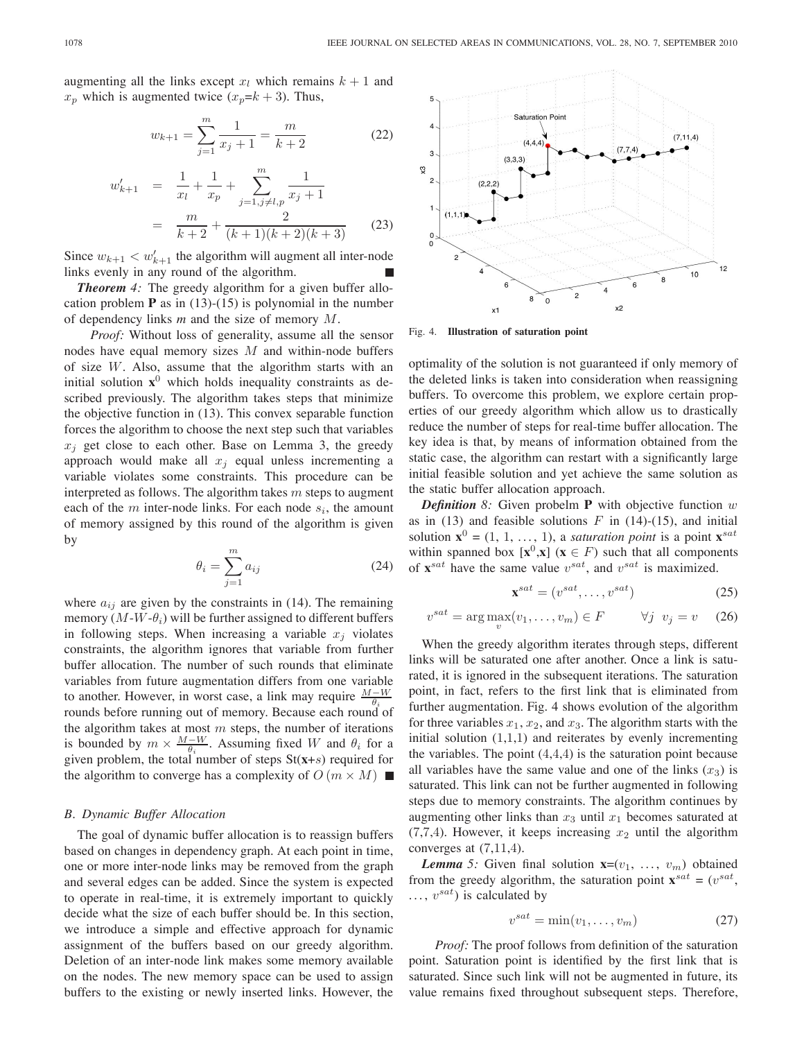augmenting all the links except $x_l$ which remains $k+1$ and $x_p$ which is augmented twice ($x_p$=$k+3$). Thus,

$$w_{k+1} = \sum_{j=1}^{m} \frac{1}{x_j + 1} = \frac{m}{k+2} \tag{22}$$

$$\begin{aligned} w'_{k+1} &= \frac{1}{x_l} + \frac{1}{x_p} + \sum_{j=1, j \neq l,p}^{m} \frac{1}{x_j + 1} \\ &= \frac{m}{k+2} + \frac{2}{(k+1)(k+2)(k+3)} \end{aligned} \tag{23}$$

Since $w_{k+1} < w'_{k+1}$ the algorithm will augment all inter-node links evenly in any round of the algorithm. ■

***Theorem 4:*** The greedy algorithm for a given buffer allocation problem **P** as in (13)-(15) is polynomial in the number of dependency links *m* and the size of memory $M$.

*Proof:* Without loss of generality, assume all the sensor nodes have equal memory sizes $M$ and within-node buffers of size $W$. Also, assume that the algorithm starts with an initial solution $\mathbf{x}^0$ which holds inequality constraints as described previously. The algorithm takes steps that minimize the objective function in (13). This convex separable function forces the algorithm to choose the next step such that variables $x_j$ get close to each other. Base on Lemma 3, the greedy approach would make all $x_j$ equal unless incrementing a variable violates some constraints. This procedure can be interpreted as follows. The algorithm takes $m$ steps to augment each of the $m$ inter-node links. For each node $s_i$, the amount of memory assigned by this round of the algorithm is given by

$$\theta_i = \sum_{j=1}^{m} a_{ij} \tag{24}$$

where $a_{ij}$ are given by the constraints in (14). The remaining memory ($M$-$W$-$\theta_i$) will be further assigned to different buffers in following steps. When increasing a variable $x_j$ violates constraints, the algorithm ignores that variable from further buffer allocation. The number of such rounds that eliminate variables from future augmentation differs from one variable to another. However, in worst case, a link may require $\frac{M-W}{\theta_i}$ rounds before running out of memory. Because each round of the algorithm takes at most $m$ steps, the number of iterations is bounded by $m \times \frac{M-W}{\theta_i}$. Assuming fixed $W$ and $\theta_i$ for a given problem, the total number of steps St(**x**+$s$) required for the algorithm to converge has a complexity of $O\,(m \times M)$ ■

### B. Dynamic Buffer Allocation

The goal of dynamic buffer allocation is to reassign buffers based on changes in dependency graph. At each point in time, one or more inter-node links may be removed from the graph and several edges can be added. Since the system is expected to operate in real-time, it is extremely important to quickly decide what the size of each buffer should be. In this section, we introduce a simple and effective approach for dynamic assignment of the buffers based on our greedy algorithm. Deletion of an inter-node link makes some memory available on the nodes. The new memory space can be used to assign buffers to the existing or newly inserted links. However, the optimality of the solution is not guaranteed if only memory of the deleted links is taken into consideration when reassigning buffers. To overcome this problem, we explore certain properties of our greedy algorithm which allow us to drastically reduce the number of steps for real-time buffer allocation. The key idea is that, by means of information obtained from the static case, the algorithm can restart with a significantly large initial feasible solution and yet achieve the same solution as the static buffer allocation approach.

Saturation Point
(1,1,1)
(2,2,2)
(3,3,3)
(4,4,4)
(7,7,4)
(7,11,4)
x1
x2
x3

Fig. 4. **Illustration of saturation point**

***Definition 8:*** Given probelm **P** with objective function $w$ as in (13) and feasible solutions $F$ in (14)-(15), and initial solution $\mathbf{x}^0$ = (1, 1, ..., 1), a *saturation point* is a point $\mathbf{x}^{sat}$ within spanned box [$\mathbf{x}^0$,**x**] ($\mathbf{x} \in F$) such that all components of $\mathbf{x}^{sat}$ have the same value $v^{sat}$, and $v^{sat}$ is maximized.

$$\mathbf{x}^{sat} = (v^{sat}, \ldots, v^{sat}) \tag{25}$$

$$v^{sat} = \arg\max_{v}(v_1, \ldots, v_m) \in F \qquad \forall j \;\; v_j = v \tag{26}$$

When the greedy algorithm iterates through steps, different links will be saturated one after another. Once a link is saturated, it is ignored in the subsequent iterations. The saturation point, in fact, refers to the first link that is eliminated from further augmentation. Fig. 4 shows evolution of the algorithm for three variables $x_1$, $x_2$, and $x_3$. The algorithm starts with the initial solution (1,1,1) and reiterates by evenly incrementing the variables. The point (4,4,4) is the saturation point because all variables have the same value and one of the links ($x_3$) is saturated. This link can not be further augmented in following steps due to memory constraints. The algorithm continues by augmenting other links than $x_3$ until $x_1$ becomes saturated at (7,7,4). However, it keeps increasing $x_2$ until the algorithm converges at (7,11,4).

***Lemma 5:*** Given final solution **x**=($v_1$, ..., $v_m$) obtained from the greedy algorithm, the saturation point $\mathbf{x}^{sat}$ = ($v^{sat}$, ..., $v^{sat}$) is calculated by

$$v^{sat} = \min(v_1, \ldots, v_m) \tag{27}$$

*Proof:* The proof follows from definition of the saturation point. Saturation point is identified by the first link that is saturated. Since such link will not be augmented in future, its value remains fixed throughout subsequent steps. Therefore,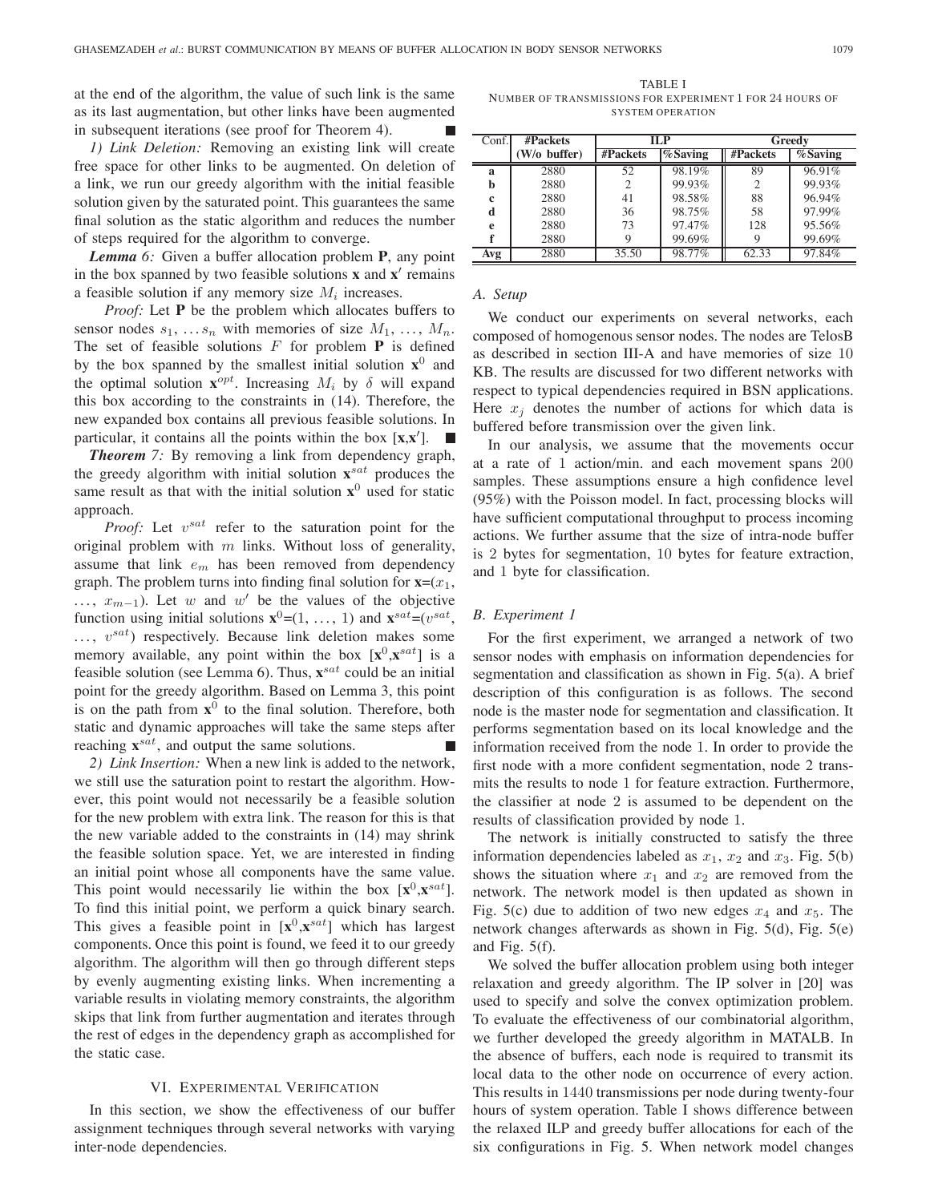at the end of the algorithm, the value of such link is the same as its last augmentation, but other links have been augmented in subsequent iterations (see proof for Theorem 4). ■

*1) Link Deletion:* Removing an existing link will create free space for other links to be augmented. On deletion of a link, we run our greedy algorithm with the initial feasible solution given by the saturated point. This guarantees the same final solution as the static algorithm and reduces the number of steps required for the algorithm to converge.

***Lemma 6:*** Given a buffer allocation problem **P**, any point in the box spanned by two feasible solutions **x** and **x**′ remains a feasible solution if any memory size $M_i$ increases.

*Proof:* Let **P** be the problem which allocates buffers to sensor nodes $s_1, \ldots s_n$ with memories of size $M_1, \ldots, M_n$. The set of feasible solutions $F$ for problem **P** is defined by the box spanned by the smallest initial solution $\mathbf{x}^0$ and the optimal solution $\mathbf{x}^{opt}$. Increasing $M_i$ by $\delta$ will expand this box according to the constraints in (14). Therefore, the new expanded box contains all previous feasible solutions. In particular, it contains all the points within the box $[\mathbf{x},\mathbf{x'}]$. ■

***Theorem 7:*** By removing a link from dependency graph, the greedy algorithm with initial solution $\mathbf{x}^{sat}$ produces the same result as that with the initial solution $\mathbf{x}^0$ used for static approach.

*Proof:* Let $v^{sat}$ refer to the saturation point for the original problem with $m$ links. Without loss of generality, assume that link $e_m$ has been removed from dependency graph. The problem turns into finding final solution for $\mathbf{x}=(x_1, \ldots, x_{m-1})$. Let $w$ and $w'$ be the values of the objective function using initial solutions $\mathbf{x}^0=(1, \ldots, 1)$ and $\mathbf{x}^{sat}=(v^{sat}, \ldots, v^{sat})$ respectively. Because link deletion makes some memory available, any point within the box $[\mathbf{x}^0,\mathbf{x}^{sat}]$ is a feasible solution (see Lemma 6). Thus, $\mathbf{x}^{sat}$ could be an initial point for the greedy algorithm. Based on Lemma 3, this point is on the path from $\mathbf{x}^0$ to the final solution. Therefore, both static and dynamic approaches will take the same steps after reaching $\mathbf{x}^{sat}$, and output the same solutions. ■

*2) Link Insertion:* When a new link is added to the network, we still use the saturation point to restart the algorithm. However, this point would not necessarily be a feasible solution for the new problem with extra link. The reason for this is that the new variable added to the constraints in (14) may shrink the feasible solution space. Yet, we are interested in finding an initial point whose all components have the same value. This point would necessarily lie within the box $[\mathbf{x}^0,\mathbf{x}^{sat}]$. To find this initial point, we perform a quick binary search. This gives a feasible point in $[\mathbf{x}^0,\mathbf{x}^{sat}]$ which has largest components. Once this point is found, we feed it to our greedy algorithm. The algorithm will then go through different steps by evenly augmenting existing links. When incrementing a variable results in violating memory constraints, the algorithm skips that link from further augmentation and iterates through the rest of edges in the dependency graph as accomplished for the static case.

## VI. Experimental Verification

In this section, we show the effectiveness of our buffer assignment techniques through several networks with varying inter-node dependencies.

TABLE I
Number of Transmissions for Experiment 1 for 24 Hours of System Operation

| Conf. | #Packets (W/o buffer) | ILP | | Greedy | |
|---|---|---|---|---|---|
| | | #Packets | %Saving | #Packets | %Saving |
| **a** | 2880 | 52 | 98.19% | 89 | 96.91% |
| **b** | 2880 | 2 | 99.93% | 2 | 99.93% |
| **c** | 2880 | 41 | 98.58% | 88 | 96.94% |
| **d** | 2880 | 36 | 98.75% | 58 | 97.99% |
| **e** | 2880 | 73 | 97.47% | 128 | 95.56% |
| **f** | 2880 | 9 | 99.69% | 9 | 99.69% |
| **Avg** | 2880 | 35.50 | 98.77% | 62.33 | 97.84% |

### A. Setup

We conduct our experiments on several networks, each composed of homogenous sensor nodes. The nodes are TelosB as described in section III-A and have memories of size 10 KB. The results are discussed for two different networks with respect to typical dependencies required in BSN applications. Here $x_j$ denotes the number of actions for which data is buffered before transmission over the given link.

In our analysis, we assume that the movements occur at a rate of 1 action/min. and each movement spans 200 samples. These assumptions ensure a high confidence level (95%) with the Poisson model. In fact, processing blocks will have sufficient computational throughput to process incoming actions. We further assume that the size of intra-node buffer is 2 bytes for segmentation, 10 bytes for feature extraction, and 1 byte for classification.

### B. Experiment 1

For the first experiment, we arranged a network of two sensor nodes with emphasis on information dependencies for segmentation and classification as shown in Fig. 5(a). A brief description of this configuration is as follows. The second node is the master node for segmentation and classification. It performs segmentation based on its local knowledge and the information received from the node 1. In order to provide the first node with a more confident segmentation, node 2 transmits the results to node 1 for feature extraction. Furthermore, the classifier at node 2 is assumed to be dependent on the results of classification provided by node 1.

The network is initially constructed to satisfy the three information dependencies labeled as $x_1$, $x_2$ and $x_3$. Fig. 5(b) shows the situation where $x_1$ and $x_2$ are removed from the network. The network model is then updated as shown in Fig. 5(c) due to addition of two new edges $x_4$ and $x_5$. The network changes afterwards as shown in Fig. 5(d), Fig. 5(e) and Fig. 5(f).

We solved the buffer allocation problem using both integer relaxation and greedy algorithm. The IP solver in [20] was used to specify and solve the convex optimization problem. To evaluate the effectiveness of our combinatorial algorithm, we further developed the greedy algorithm in MATALB. In the absence of buffers, each node is required to transmit its local data to the other node on occurrence of every action. This results in 1440 transmissions per node during twenty-four hours of system operation. Table I shows difference between the relaxed ILP and greedy buffer allocations for each of the six configurations in Fig. 5. When network model changes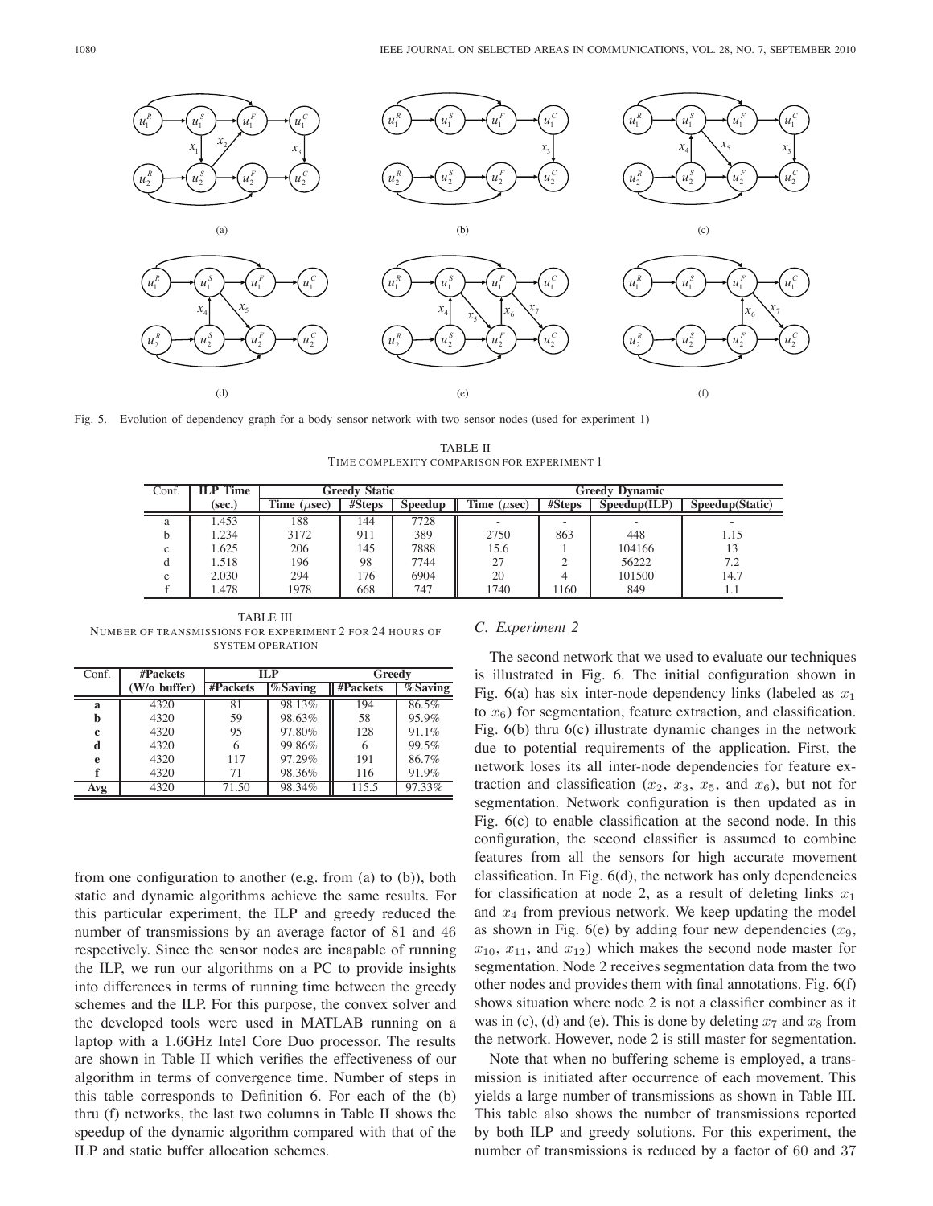Fig. 5. Evolution of dependency graph for a body sensor network with two sensor nodes (used for experiment 1)

TABLE II
TIME COMPLEXITY COMPARISON FOR EXPERIMENT 1

| Conf. | ILP Time | Greedy Static | | | Greedy Dynamic | | | |
|---|---|---|---|---|---|---|---|---|
| | (sec.) | Time ($\mu$sec) | #Steps | Speedup | Time ($\mu$sec) | #Steps | Speedup(ILP) | Speedup(Static) |
| a | 1.453 | 188 | 144 | 7728 | - | - | - | - |
| b | 1.234 | 3172 | 911 | 389 | 2750 | 863 | 448 | 1.15 |
| c | 1.625 | 206 | 145 | 7888 | 15.6 | 1 | 104166 | 13 |
| d | 1.518 | 196 | 98 | 7744 | 27 | 2 | 56222 | 7.2 |
| e | 2.030 | 294 | 176 | 6904 | 20 | 4 | 101500 | 14.7 |
| f | 1.478 | 1978 | 668 | 747 | 1740 | 1160 | 849 | 1.1 |

TABLE III
NUMBER OF TRANSMISSIONS FOR EXPERIMENT 2 FOR 24 HOURS OF SYSTEM OPERATION

| Conf. | #Packets | ILP | | Greedy | |
|---|---|---|---|---|---|
| | (W/o buffer) | #Packets | %Saving | #Packets | %Saving |
| **a** | 4320 | 81 | 98.13% | 194 | 86.5% |
| **b** | 4320 | 59 | 98.63% | 58 | 95.9% |
| **c** | 4320 | 95 | 97.80% | 128 | 91.1% |
| **d** | 4320 | 6 | 99.86% | 6 | 99.5% |
| **e** | 4320 | 117 | 97.29% | 191 | 86.7% |
| **f** | 4320 | 71 | 98.36% | 116 | 91.9% |
| **Avg** | 4320 | 71.50 | 98.34% | 115.5 | 97.33% |

from one configuration to another (e.g. from (a) to (b)), both static and dynamic algorithms achieve the same results. For this particular experiment, the ILP and greedy reduced the number of transmissions by an average factor of 81 and 46 respectively. Since the sensor nodes are incapable of running the ILP, we run our algorithms on a PC to provide insights into differences in terms of running time between the greedy schemes and the ILP. For this purpose, the convex solver and the developed tools were used in MATLAB running on a laptop with a 1.6GHz Intel Core Duo processor. The results are shown in Table II which verifies the effectiveness of our algorithm in terms of convergence time. Number of steps in this table corresponds to Definition 6. For each of the (b) thru (f) networks, the last two columns in Table II shows the speedup of the dynamic algorithm compared with that of the ILP and static buffer allocation schemes.

### C. Experiment 2

The second network that we used to evaluate our techniques is illustrated in Fig. 6. The initial configuration shown in Fig. 6(a) has six inter-node dependency links (labeled as $x_1$ to $x_6$) for segmentation, feature extraction, and classification. Fig. 6(b) thru 6(c) illustrate dynamic changes in the network due to potential requirements of the application. First, the network loses its all inter-node dependencies for feature extraction and classification ($x_2$, $x_3$, $x_5$, and $x_6$), but not for segmentation. Network configuration is then updated as in Fig. 6(c) to enable classification at the second node. In this configuration, the second classifier is assumed to combine features from all the sensors for high accurate movement classification. In Fig. 6(d), the network has only dependencies for classification at node 2, as a result of deleting links $x_1$ and $x_4$ from previous network. We keep updating the model as shown in Fig. 6(e) by adding four new dependencies ($x_9$, $x_{10}$, $x_{11}$, and $x_{12}$) which makes the second node master for segmentation. Node 2 receives segmentation data from the two other nodes and provides them with final annotations. Fig. 6(f) shows situation where node 2 is not a classifier combiner as it was in (c), (d) and (e). This is done by deleting $x_7$ and $x_8$ from the network. However, node 2 is still master for segmentation.

Note that when no buffering scheme is employed, a transmission is initiated after occurrence of each movement. This yields a large number of transmissions as shown in Table III. This table also shows the number of transmissions reported by both ILP and greedy solutions. For this experiment, the number of transmissions is reduced by a factor of 60 and 37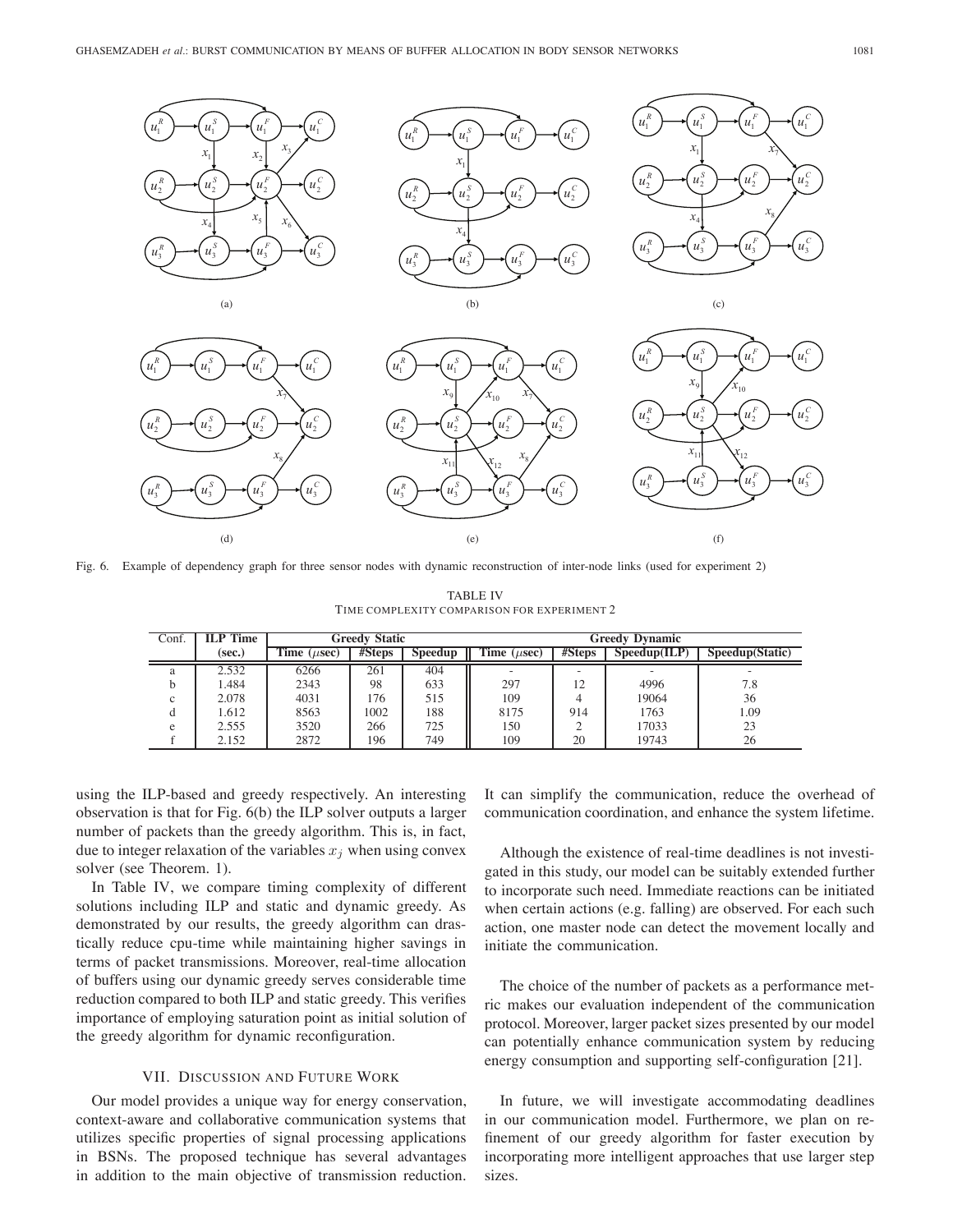Fig. 6. Example of dependency graph for three sensor nodes with dynamic reconstruction of inter-node links (used for experiment 2)

TABLE IV
TIME COMPLEXITY COMPARISON FOR EXPERIMENT 2

| Conf. | ILP Time (sec.) | Greedy Static | | | Greedy Dynamic | | | |
|---|---|---|---|---|---|---|---|---|
| | | Time ($\mu$sec) | #Steps | Speedup | Time ($\mu$sec) | #Steps | Speedup(ILP) | Speedup(Static) |
| a | 2.532 | 6266 | 261 | 404 | - | - | - | - |
| b | 1.484 | 2343 | 98 | 633 | 297 | 12 | 4996 | 7.8 |
| c | 2.078 | 4031 | 176 | 515 | 109 | 4 | 19064 | 36 |
| d | 1.612 | 8563 | 1002 | 188 | 8175 | 914 | 1763 | 1.09 |
| e | 2.555 | 3520 | 266 | 725 | 150 | 2 | 17033 | 23 |
| f | 2.152 | 2872 | 196 | 749 | 109 | 20 | 19743 | 26 |

using the ILP-based and greedy respectively. An interesting observation is that for Fig. 6(b) the ILP solver outputs a larger number of packets than the greedy algorithm. This is, in fact, due to integer relaxation of the variables $x_j$ when using convex solver (see Theorem. 1).

In Table IV, we compare timing complexity of different solutions including ILP and static and dynamic greedy. As demonstrated by our results, the greedy algorithm can drastically reduce cpu-time while maintaining higher savings in terms of packet transmissions. Moreover, real-time allocation of buffers using our dynamic greedy serves considerable time reduction compared to both ILP and static greedy. This verifies importance of employing saturation point as initial solution of the greedy algorithm for dynamic reconfiguration.

## VII. Discussion and Future Work

Our model provides a unique way for energy conservation, context-aware and collaborative communication systems that utilizes specific properties of signal processing applications in BSNs. The proposed technique has several advantages in addition to the main objective of transmission reduction. It can simplify the communication, reduce the overhead of communication coordination, and enhance the system lifetime.

Although the existence of real-time deadlines is not investigated in this study, our model can be suitably extended further to incorporate such need. Immediate reactions can be initiated when certain actions (e.g. falling) are observed. For each such action, one master node can detect the movement locally and initiate the communication.

The choice of the number of packets as a performance metric makes our evaluation independent of the communication protocol. Moreover, larger packet sizes presented by our model can potentially enhance communication system by reducing energy consumption and supporting self-configuration [21].

In future, we will investigate accommodating deadlines in our communication model. Furthermore, we plan on refinement of our greedy algorithm for faster execution by incorporating more intelligent approaches that use larger step sizes.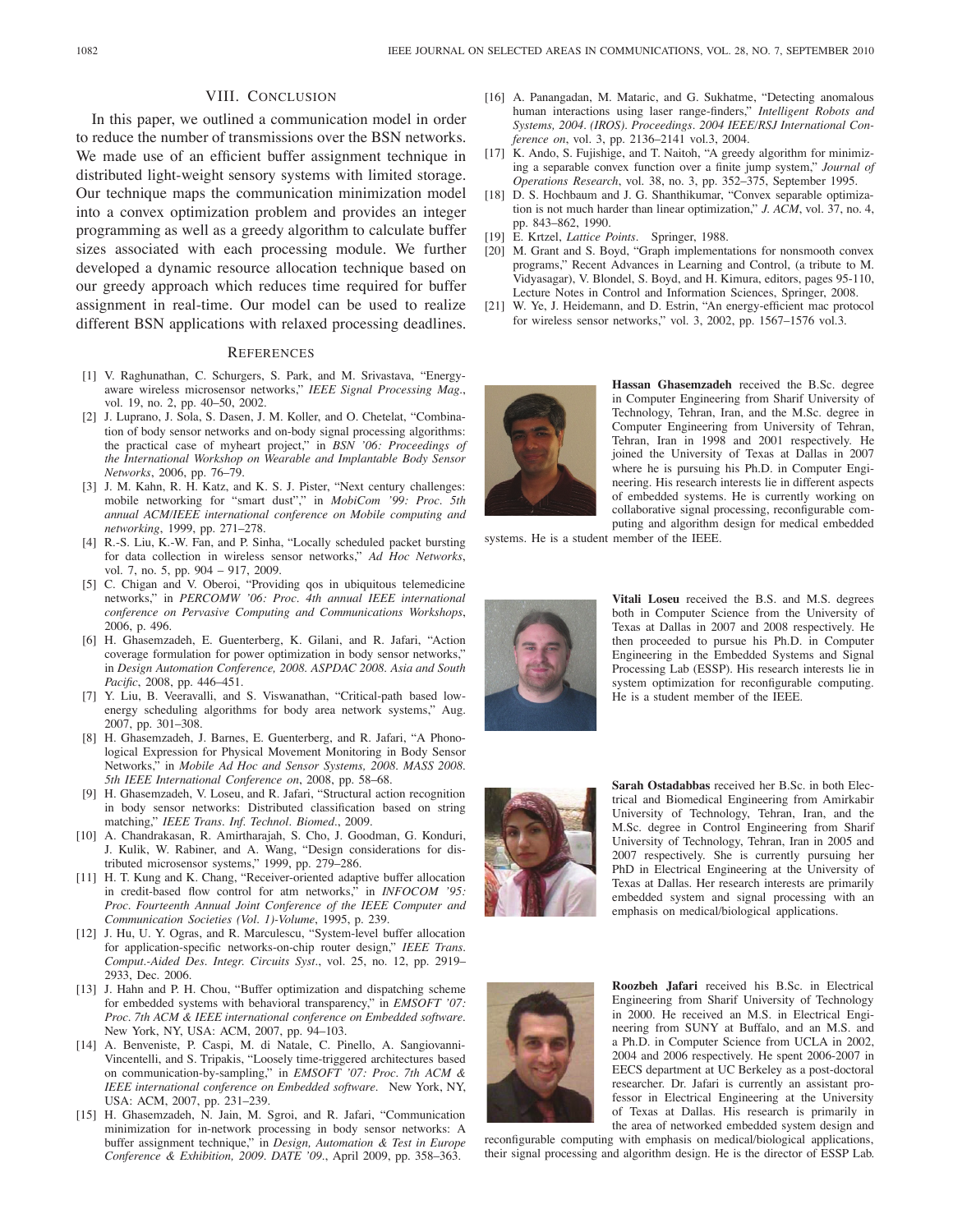## VIII. Conclusion

In this paper, we outlined a communication model in order to reduce the number of transmissions over the BSN networks. We made use of an efficient buffer assignment technique in distributed light-weight sensory systems with limited storage. Our technique maps the communication minimization model into a convex optimization problem and provides an integer programming as well as a greedy algorithm to calculate buffer sizes associated with each processing module. We further developed a dynamic resource allocation technique based on our greedy approach which reduces time required for buffer assignment in real-time. Our model can be used to realize different BSN applications with relaxed processing deadlines.

## References

[1] V. Raghunathan, C. Schurgers, S. Park, and M. Srivastava, "Energy-aware wireless microsensor networks," *IEEE Signal Processing Mag.*, vol. 19, no. 2, pp. 40–50, 2002.

[2] J. Luprano, J. Sola, S. Dasen, J. M. Koller, and O. Chetelat, "Combination of body sensor networks and on-body signal processing algorithms: the practical case of myheart project," in *BSN '06: Proceedings of the International Workshop on Wearable and Implantable Body Sensor Networks*, 2006, pp. 76–79.

[3] J. M. Kahn, R. H. Katz, and K. S. J. Pister, "Next century challenges: mobile networking for "smart dust"," in *MobiCom '99: Proc. 5th annual ACM/IEEE international conference on Mobile computing and networking*, 1999, pp. 271–278.

[4] R.-S. Liu, K.-W. Fan, and P. Sinha, "Locally scheduled packet bursting for data collection in wireless sensor networks," *Ad Hoc Networks*, vol. 7, no. 5, pp. 904 – 917, 2009.

[5] C. Chigan and V. Oberoi, "Providing qos in ubiquitous telemedicine networks," in *PERCOMW '06: Proc. 4th annual IEEE international conference on Pervasive Computing and Communications Workshops*, 2006, p. 496.

[6] H. Ghasemzadeh, E. Guenterberg, K. Gilani, and R. Jafari, "Action coverage formulation for power optimization in body sensor networks," in *Design Automation Conference, 2008. ASPDAC 2008. Asia and South Pacific*, 2008, pp. 446–451.

[7] Y. Liu, B. Veeravalli, and S. Viswanathan, "Critical-path based low-energy scheduling algorithms for body area network systems," Aug. 2007, pp. 301–308.

[8] H. Ghasemzadeh, J. Barnes, E. Guenterberg, and R. Jafari, "A Phonological Expression for Physical Movement Monitoring in Body Sensor Networks," in *Mobile Ad Hoc and Sensor Systems, 2008. MASS 2008. 5th IEEE International Conference on*, 2008, pp. 58–68.

[9] H. Ghasemzadeh, V. Loseu, and R. Jafari, "Structural action recognition in body sensor networks: Distributed classification based on string matching," *IEEE Trans. Inf. Technol. Biomed.*, 2009.

[10] A. Chandrakasan, R. Amirtharajah, S. Cho, J. Goodman, G. Konduri, J. Kulik, W. Rabiner, and A. Wang, "Design considerations for distributed microsensor systems," 1999, pp. 279–286.

[11] H. T. Kung and K. Chang, "Receiver-oriented adaptive buffer allocation in credit-based flow control for atm networks," in *INFOCOM '95: Proc. Fourteenth Annual Joint Conference of the IEEE Computer and Communication Societies (Vol. 1)-Volume*, 1995, p. 239.

[12] J. Hu, U. Y. Ogras, and R. Marculescu, "System-level buffer allocation for application-specific networks-on-chip router design," *IEEE Trans. Comput.-Aided Des. Integr. Circuits Syst.*, vol. 25, no. 12, pp. 2919–2933, Dec. 2006.

[13] J. Hahn and P. H. Chou, "Buffer optimization and dispatching scheme for embedded systems with behavioral transparency," in *EMSOFT '07: Proc. 7th ACM & IEEE international conference on Embedded software*. New York, NY, USA: ACM, 2007, pp. 94–103.

[14] A. Benveniste, P. Caspi, M. di Natale, C. Pinello, A. Sangiovanni-Vincentelli, and S. Tripakis, "Loosely time-triggered architectures based on communication-by-sampling," in *EMSOFT '07: Proc. 7th ACM & IEEE international conference on Embedded software*. New York, NY, USA: ACM, 2007, pp. 231–239.

[15] H. Ghasemzadeh, N. Jain, M. Sgroi, and R. Jafari, "Communication minimization for in-network processing in body sensor networks: A buffer assignment technique," in *Design, Automation & Test in Europe Conference & Exhibition, 2009. DATE '09.*, April 2009, pp. 358–363.

[16] A. Panangadan, M. Mataric, and G. Sukhatme, "Detecting anomalous human interactions using laser range-finders," *Intelligent Robots and Systems, 2004. (IROS). Proceedings. 2004 IEEE/RSJ International Conference on*, vol. 3, pp. 2136–2141 vol.3, 2004.

[17] K. Ando, S. Fujishige, and T. Naitoh, "A greedy algorithm for minimizing a separable convex function over a finite jump system," *Journal of Operations Research*, vol. 38, no. 3, pp. 352–375, September 1995.

[18] D. S. Hochbaum and J. G. Shanthikumar, "Convex separable optimization is not much harder than linear optimization," *J. ACM*, vol. 37, no. 4, pp. 843–862, 1990.

[19] E. Krtzel, *Lattice Points*. Springer, 1988.

[20] M. Grant and S. Boyd, "Graph implementations for nonsmooth convex programs," Recent Advances in Learning and Control, (a tribute to M. Vidyasagar), V. Blondel, S. Boyd, and H. Kimura, editors, pages 95-110, Lecture Notes in Control and Information Sciences, Springer, 2008.

[21] W. Ye, J. Heidemann, and D. Estrin, "An energy-efficient mac protocol for wireless sensor networks," vol. 3, 2002, pp. 1567–1576 vol.3.

**Hassan Ghasemzadeh** received the B.Sc. degree in Computer Engineering from Sharif University of Technology, Tehran, Iran, and the M.Sc. degree in Computer Engineering from University of Tehran, Tehran, Iran in 1998 and 2001 respectively. He joined the University of Texas at Dallas in 2007 where he is pursuing his Ph.D. in Computer Engineering. His research interests lie in different aspects of embedded systems. He is currently working on collaborative signal processing, reconfigurable computing and algorithm design for medical embedded systems. He is a student member of the IEEE.

**Vitali Loseu** received the B.S. and M.S. degrees both in Computer Science from the University of Texas at Dallas in 2007 and 2008 respectively. He then proceeded to pursue his Ph.D. in Computer Engineering in the Embedded Systems and Signal Processing Lab (ESSP). His research interests lie in system optimization for reconfigurable computing. He is a student member of the IEEE.

**Sarah Ostadabbas** received her B.Sc. in both Electrical and Biomedical Engineering from Amirkabir University of Technology, Tehran, Iran, and the M.Sc. degree in Control Engineering from Sharif University of Technology, Tehran, Iran in 2005 and 2007 respectively. She is currently pursuing her PhD in Electrical Engineering at the University of Texas at Dallas. Her research interests are primarily embedded system and signal processing with an emphasis on medical/biological applications.

**Roozbeh Jafari** received his B.Sc. in Electrical Engineering from Sharif University of Technology in 2000. He received an M.S. in Electrical Engineering from SUNY at Buffalo, and an M.S. and a Ph.D. in Computer Science from UCLA in 2002, 2004 and 2006 respectively. He spent 2006-2007 in EECS department at UC Berkeley as a post-doctoral researcher. Dr. Jafari is currently an assistant professor in Electrical Engineering at the University of Texas at Dallas. His research is primarily in the area of networked embedded system design and reconfigurable computing with emphasis on medical/biological applications, their signal processing and algorithm design. He is the director of ESSP Lab.